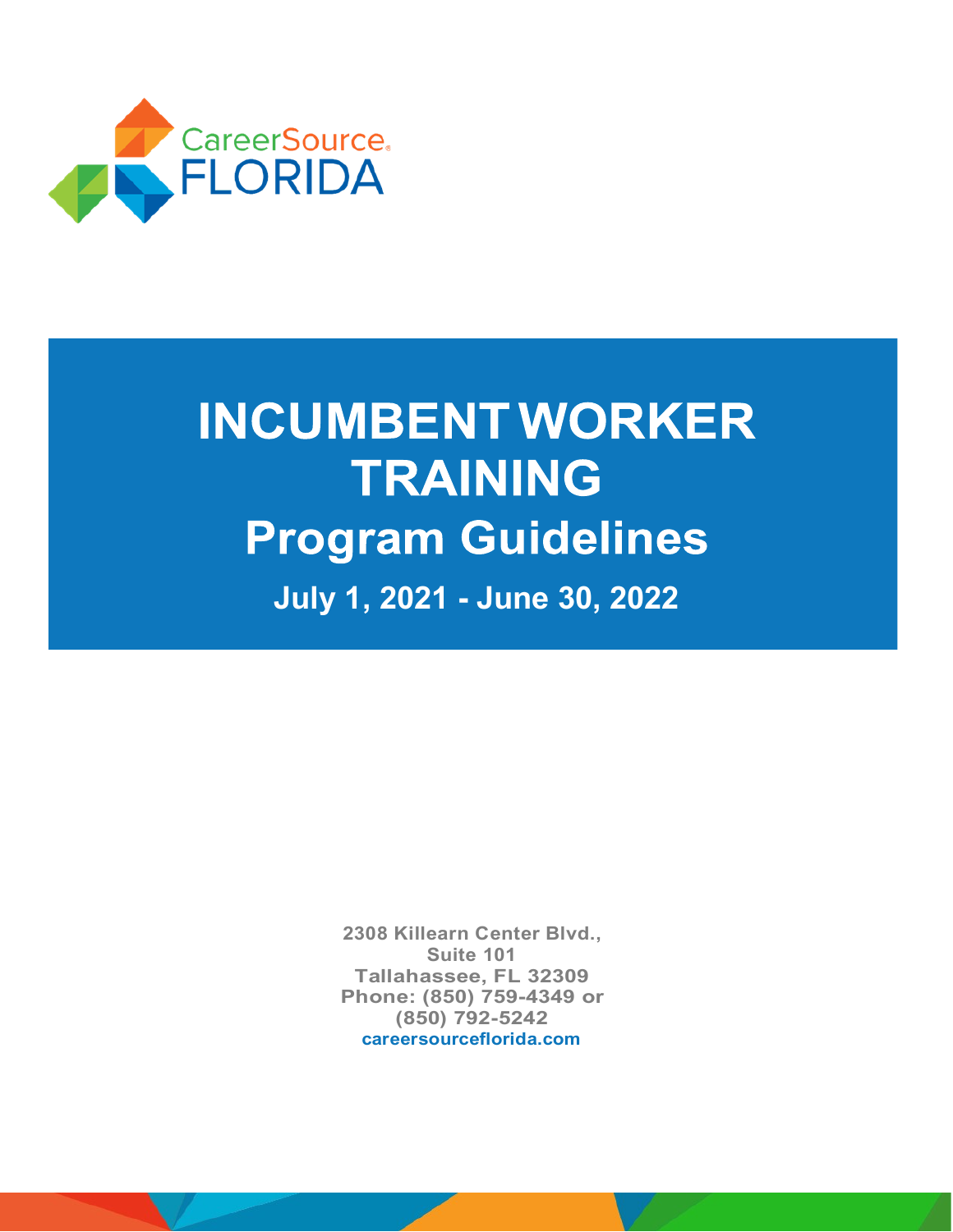CareerSource FLORIDA

# INCUMBENT WORKER TRAINING

## Program Guidelines

### July 1, 2021 - June 30, 2022

2308 Killearn Center Blvd.,
Suite 101
Tallahassee, FL 32309
Phone: (850) 759-4349 or
(850) 792-5242
careersourceflorida.com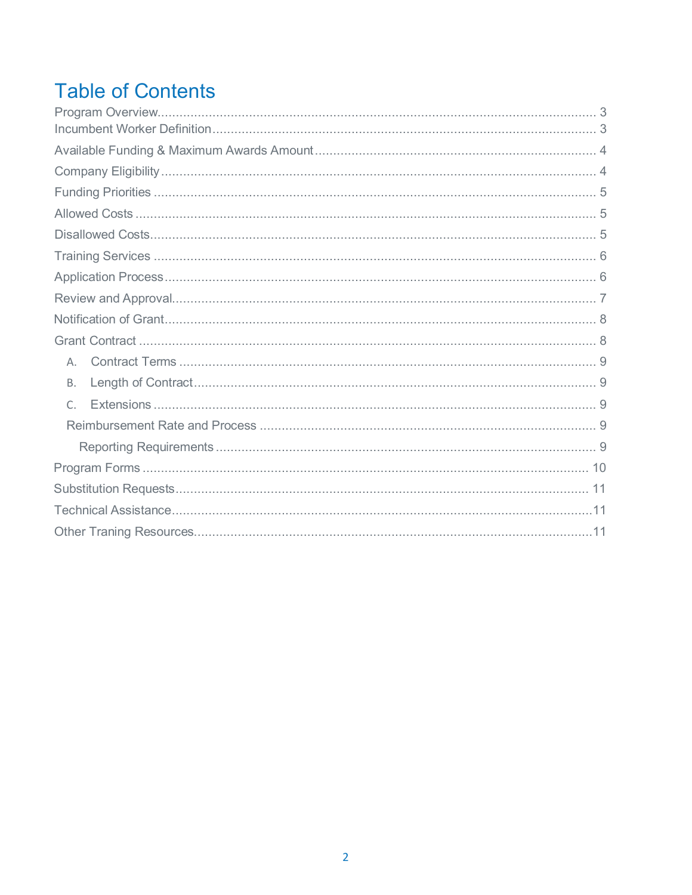# Table of Contents

Program Overview........................................................................................................................ 3
Incumbent Worker Definition......................................................................................................... 3
Available Funding & Maximum Awards Amount ........................................................................... 4
Company Eligibility ....................................................................................................................... 4
Funding Priorities ......................................................................................................................... 5
Allowed Costs ............................................................................................................................... 5
Disallowed Costs........................................................................................................................... 5
Training Services .......................................................................................................................... 6
Application Process....................................................................................................................... 6
Review and Approval..................................................................................................................... 7
Notification of Grant....................................................................................................................... 8
Grant Contract .............................................................................................................................. 8
- A. Contract Terms ..................................................................................................................... 9
- B. Length of Contract................................................................................................................. 9
- C. Extensions ............................................................................................................................ 9
- Reimbursement Rate and Process ........................................................................................... 9
  - Reporting Requirements ......................................................................................................... 9

Program Forms ........................................................................................................................... 10
Substitution Requests.................................................................................................................. 11
Technical Assistance...................................................................................................................11
Other Traning Resources.............................................................................................................11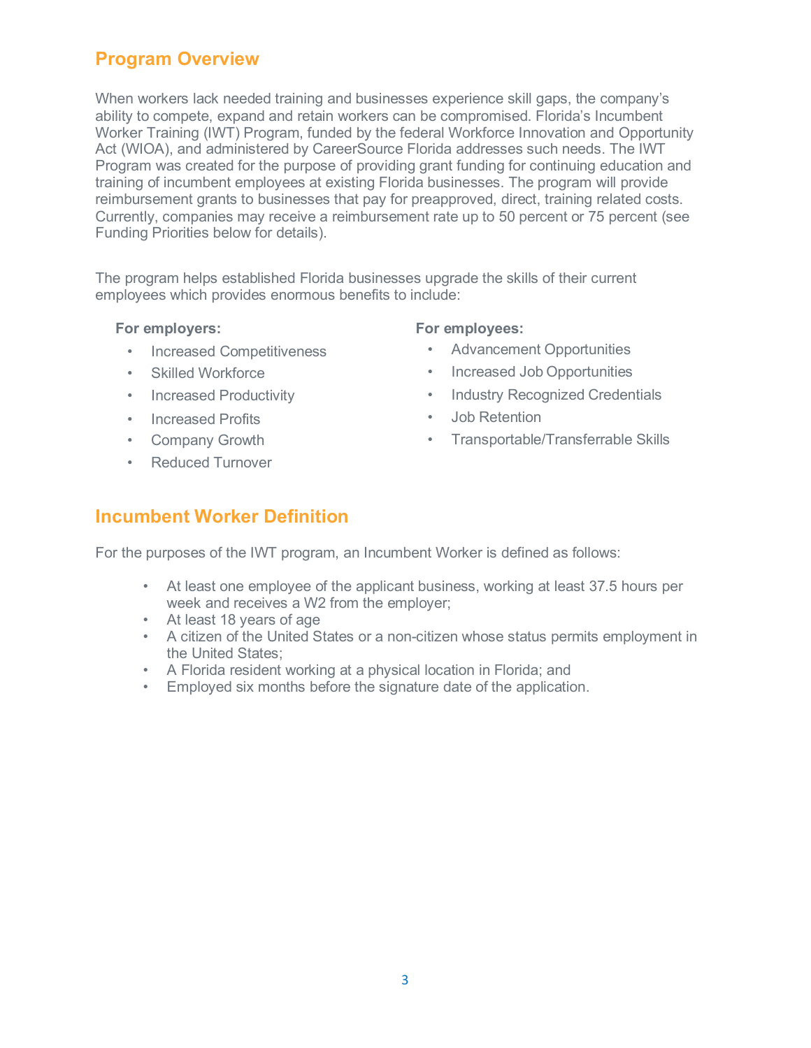## Program Overview

When workers lack needed training and businesses experience skill gaps, the company's ability to compete, expand and retain workers can be compromised. Florida's Incumbent Worker Training (IWT) Program, funded by the federal Workforce Innovation and Opportunity Act (WIOA), and administered by CareerSource Florida addresses such needs. The IWT Program was created for the purpose of providing grant funding for continuing education and training of incumbent employees at existing Florida businesses. The program will provide reimbursement grants to businesses that pay for preapproved, direct, training related costs. Currently, companies may receive a reimbursement rate up to 50 percent or 75 percent (see Funding Priorities below for details).

The program helps established Florida businesses upgrade the skills of their current employees which provides enormous benefits to include:

**For employers:**

- Increased Competitiveness
- Skilled Workforce
- Increased Productivity
- Increased Profits
- Company Growth
- Reduced Turnover

**For employees:**

- Advancement Opportunities
- Increased Job Opportunities
- Industry Recognized Credentials
- Job Retention
- Transportable/Transferrable Skills

## Incumbent Worker Definition

For the purposes of the IWT program, an Incumbent Worker is defined as follows:

- At least one employee of the applicant business, working at least 37.5 hours per week and receives a W2 from the employer;
- At least 18 years of age
- A citizen of the United States or a non-citizen whose status permits employment in the United States;
- A Florida resident working at a physical location in Florida; and
- Employed six months before the signature date of the application.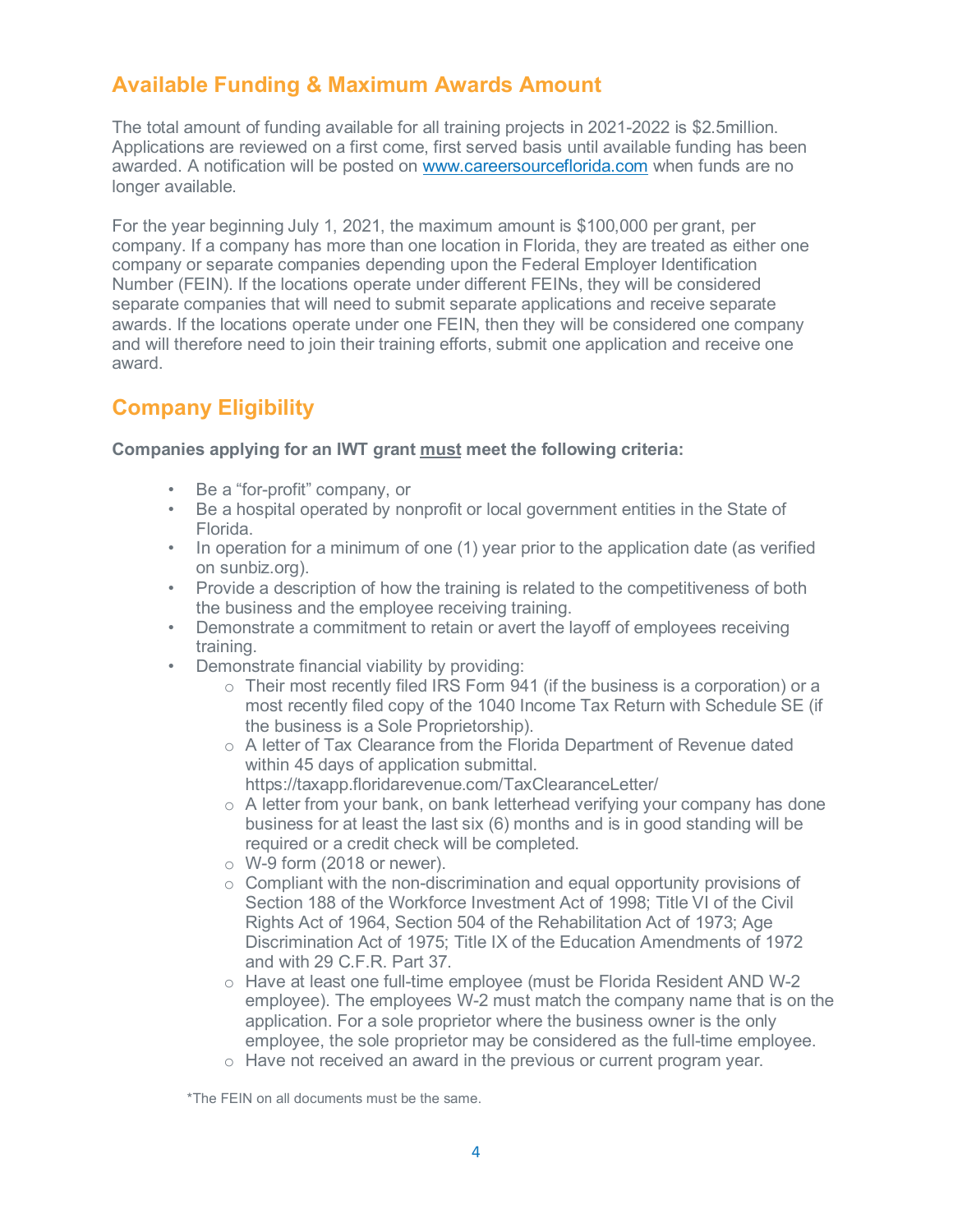## Available Funding & Maximum Awards Amount

The total amount of funding available for all training projects in 2021-2022 is $2.5million. Applications are reviewed on a first come, first served basis until available funding has been awarded. A notification will be posted on [www.careersourceflorida.com](www.careersourceflorida.com) when funds are no longer available.

For the year beginning July 1, 2021, the maximum amount is $100,000 per grant, per company. If a company has more than one location in Florida, they are treated as either one company or separate companies depending upon the Federal Employer Identification Number (FEIN). If the locations operate under different FEINs, they will be considered separate companies that will need to submit separate applications and receive separate awards. If the locations operate under one FEIN, then they will be considered one company and will therefore need to join their training efforts, submit one application and receive one award.

## Company Eligibility

**Companies applying for an IWT grant must meet the following criteria:**

- Be a "for-profit" company, or
- Be a hospital operated by nonprofit or local government entities in the State of Florida.
- In operation for a minimum of one (1) year prior to the application date (as verified on sunbiz.org).
- Provide a description of how the training is related to the competitiveness of both the business and the employee receiving training.
- Demonstrate a commitment to retain or avert the layoff of employees receiving training.
- Demonstrate financial viability by providing:
    - Their most recently filed IRS Form 941 (if the business is a corporation) or a most recently filed copy of the 1040 Income Tax Return with Schedule SE (if the business is a Sole Proprietorship).
    - A letter of Tax Clearance from the Florida Department of Revenue dated within 45 days of application submittal. https://taxapp.floridarevenue.com/TaxClearanceLetter/
    - A letter from your bank, on bank letterhead verifying your company has done business for at least the last six (6) months and is in good standing will be required or a credit check will be completed.
    - W-9 form (2018 or newer).
    - Compliant with the non-discrimination and equal opportunity provisions of Section 188 of the Workforce Investment Act of 1998; Title VI of the Civil Rights Act of 1964, Section 504 of the Rehabilitation Act of 1973; Age Discrimination Act of 1975; Title IX of the Education Amendments of 1972 and with 29 C.F.R. Part 37.
    - Have at least one full-time employee (must be Florida Resident AND W-2 employee). The employees W-2 must match the company name that is on the application. For a sole proprietor where the business owner is the only employee, the sole proprietor may be considered as the full-time employee.
    - Have not received an award in the previous or current program year.

*The FEIN on all documents must be the same.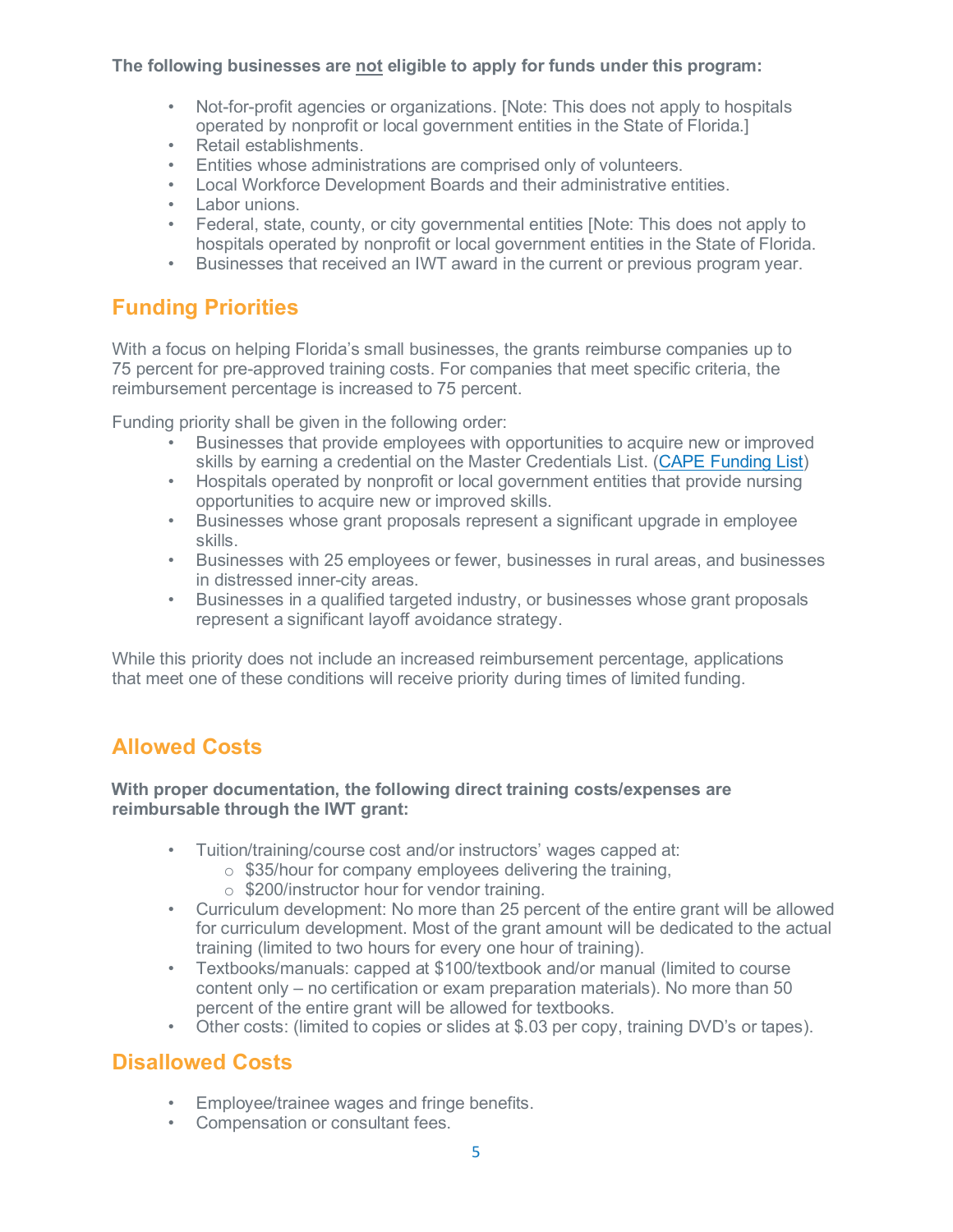**The following businesses are not eligible to apply for funds under this program:**

- Not-for-profit agencies or organizations. [Note: This does not apply to hospitals operated by nonprofit or local government entities in the State of Florida.]
- Retail establishments.
- Entities whose administrations are comprised only of volunteers.
- Local Workforce Development Boards and their administrative entities.
- Labor unions.
- Federal, state, county, or city governmental entities [Note: This does not apply to hospitals operated by nonprofit or local government entities in the State of Florida.
- Businesses that received an IWT award in the current or previous program year.

## Funding Priorities

With a focus on helping Florida's small businesses, the grants reimburse companies up to 75 percent for pre-approved training costs. For companies that meet specific criteria, the reimbursement percentage is increased to 75 percent.

Funding priority shall be given in the following order:

- Businesses that provide employees with opportunities to acquire new or improved skills by earning a credential on the Master Credentials List. (CAPE Funding List)
- Hospitals operated by nonprofit or local government entities that provide nursing opportunities to acquire new or improved skills.
- Businesses whose grant proposals represent a significant upgrade in employee skills.
- Businesses with 25 employees or fewer, businesses in rural areas, and businesses in distressed inner-city areas.
- Businesses in a qualified targeted industry, or businesses whose grant proposals represent a significant layoff avoidance strategy.

While this priority does not include an increased reimbursement percentage, applications that meet one of these conditions will receive priority during times of limited funding.

## Allowed Costs

**With proper documentation, the following direct training costs/expenses are reimbursable through the IWT grant:**

- Tuition/training/course cost and/or instructors' wages capped at:
  - $35/hour for company employees delivering the training,
  - $200/instructor hour for vendor training.
- Curriculum development: No more than 25 percent of the entire grant will be allowed for curriculum development. Most of the grant amount will be dedicated to the actual training (limited to two hours for every one hour of training).
- Textbooks/manuals: capped at $100/textbook and/or manual (limited to course content only – no certification or exam preparation materials). No more than 50 percent of the entire grant will be allowed for textbooks.
- Other costs: (limited to copies or slides at $.03 per copy, training DVD's or tapes).

## Disallowed Costs

- Employee/trainee wages and fringe benefits.
- Compensation or consultant fees.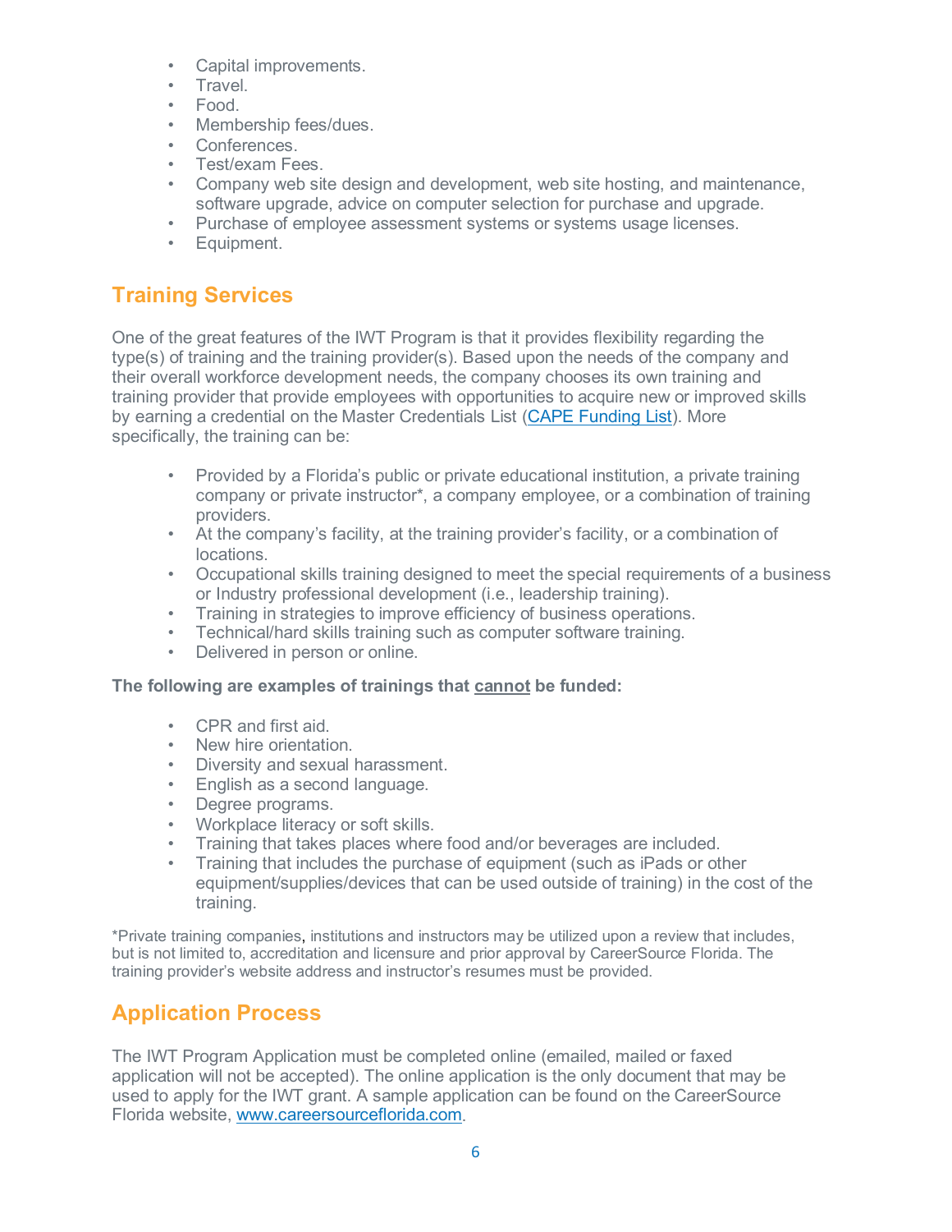- Capital improvements.
- Travel.
- Food.
- Membership fees/dues.
- Conferences.
- Test/exam Fees.
- Company web site design and development, web site hosting, and maintenance, software upgrade, advice on computer selection for purchase and upgrade.
- Purchase of employee assessment systems or systems usage licenses.
- Equipment.

## Training Services

One of the great features of the IWT Program is that it provides flexibility regarding the type(s) of training and the training provider(s). Based upon the needs of the company and their overall workforce development needs, the company chooses its own training and training provider that provide employees with opportunities to acquire new or improved skills by earning a credential on the Master Credentials List (CAPE Funding List). More specifically, the training can be:

- Provided by a Florida's public or private educational institution, a private training company or private instructor*, a company employee, or a combination of training providers.
- At the company's facility, at the training provider's facility, or a combination of locations.
- Occupational skills training designed to meet the special requirements of a business or Industry professional development (i.e., leadership training).
- Training in strategies to improve efficiency of business operations.
- Technical/hard skills training such as computer software training.
- Delivered in person or online.

**The following are examples of trainings that cannot be funded:**

- CPR and first aid.
- New hire orientation.
- Diversity and sexual harassment.
- English as a second language.
- Degree programs.
- Workplace literacy or soft skills.
- Training that takes places where food and/or beverages are included.
- Training that includes the purchase of equipment (such as iPads or other equipment/supplies/devices that can be used outside of training) in the cost of the training.

*Private training companies, institutions and instructors may be utilized upon a review that includes, but is not limited to, accreditation and licensure and prior approval by CareerSource Florida. The training provider's website address and instructor's resumes must be provided.

## Application Process

The IWT Program Application must be completed online (emailed, mailed or faxed application will not be accepted). The online application is the only document that may be used to apply for the IWT grant. A sample application can be found on the CareerSource Florida website, www.careersourceflorida.com.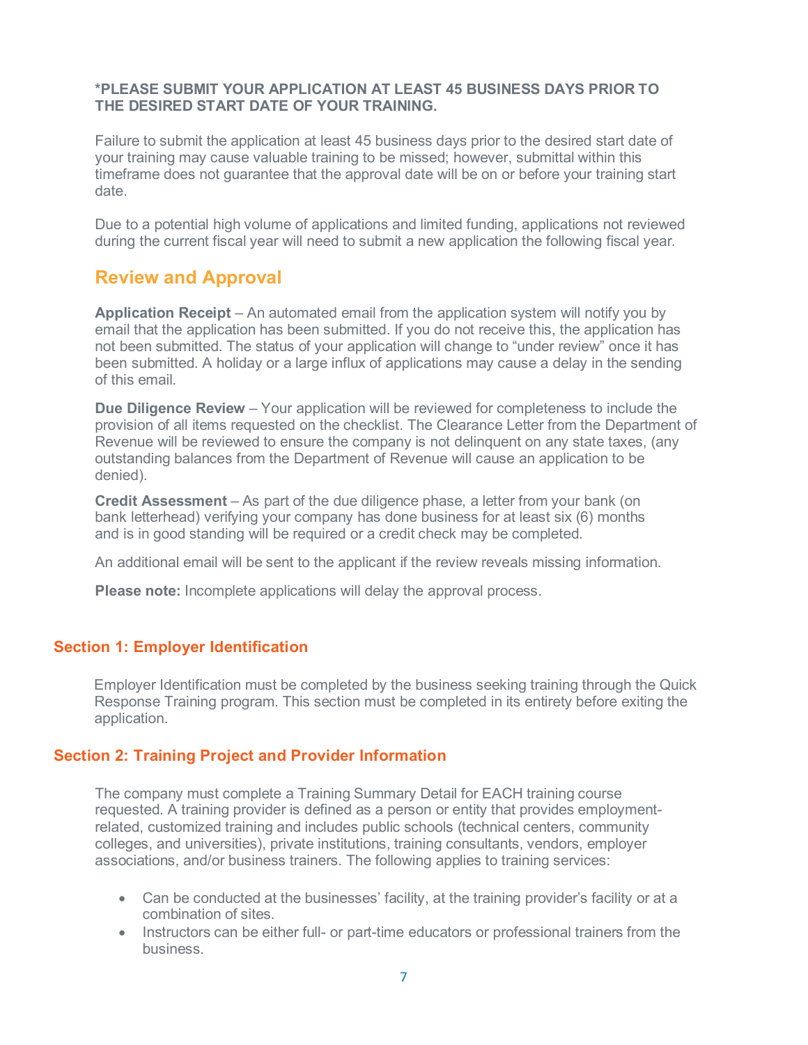**\*PLEASE SUBMIT YOUR APPLICATION AT LEAST 45 BUSINESS DAYS PRIOR TO THE DESIRED START DATE OF YOUR TRAINING.**

Failure to submit the application at least 45 business days prior to the desired start date of your training may cause valuable training to be missed; however, submittal within this timeframe does not guarantee that the approval date will be on or before your training start date.

Due to a potential high volume of applications and limited funding, applications not reviewed during the current fiscal year will need to submit a new application the following fiscal year.

## Review and Approval

**Application Receipt** – An automated email from the application system will notify you by email that the application has been submitted. If you do not receive this, the application has not been submitted. The status of your application will change to "under review" once it has been submitted. A holiday or a large influx of applications may cause a delay in the sending of this email.

**Due Diligence Review** – Your application will be reviewed for completeness to include the provision of all items requested on the checklist. The Clearance Letter from the Department of Revenue will be reviewed to ensure the company is not delinquent on any state taxes, (any outstanding balances from the Department of Revenue will cause an application to be denied).

**Credit Assessment** – As part of the due diligence phase, a letter from your bank (on bank letterhead) verifying your company has done business for at least six (6) months and is in good standing will be required or a credit check may be completed.

An additional email will be sent to the applicant if the review reveals missing information.

**Please note:** Incomplete applications will delay the approval process.

### Section 1: Employer Identification

Employer Identification must be completed by the business seeking training through the Quick Response Training program. This section must be completed in its entirety before exiting the application.

### Section 2: Training Project and Provider Information

The company must complete a Training Summary Detail for EACH training course requested. A training provider is defined as a person or entity that provides employment-related, customized training and includes public schools (technical centers, community colleges, and universities), private institutions, training consultants, vendors, employer associations, and/or business trainers. The following applies to training services:

- Can be conducted at the businesses' facility, at the training provider's facility or at a combination of sites.
- Instructors can be either full- or part-time educators or professional trainers from the business.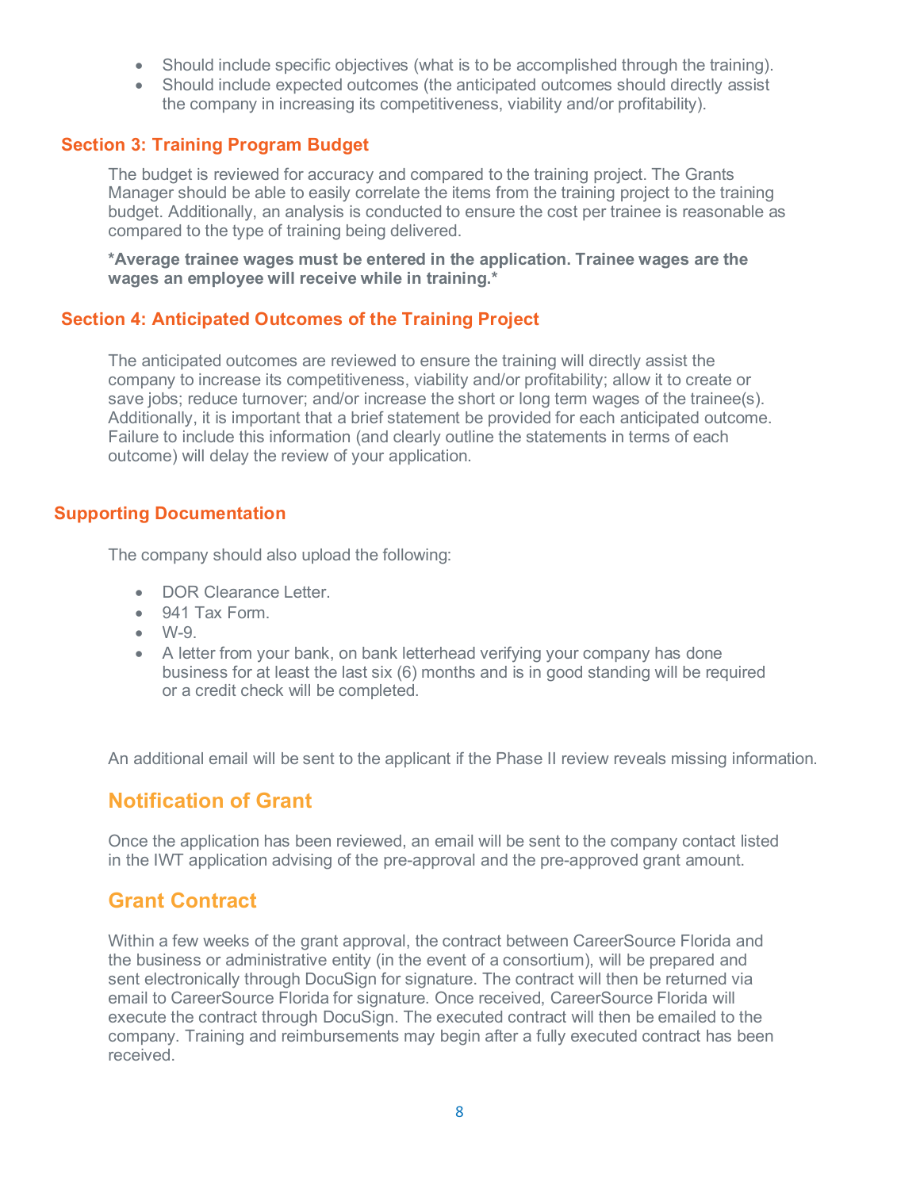- Should include specific objectives (what is to be accomplished through the training).
- Should include expected outcomes (the anticipated outcomes should directly assist the company in increasing its competitiveness, viability and/or profitability).

### Section 3: Training Program Budget

The budget is reviewed for accuracy and compared to the training project. The Grants Manager should be able to easily correlate the items from the training project to the training budget. Additionally, an analysis is conducted to ensure the cost per trainee is reasonable as compared to the type of training being delivered.

**\*Average trainee wages must be entered in the application. Trainee wages are the wages an employee will receive while in training.\***

### Section 4: Anticipated Outcomes of the Training Project

The anticipated outcomes are reviewed to ensure the training will directly assist the company to increase its competitiveness, viability and/or profitability; allow it to create or save jobs; reduce turnover; and/or increase the short or long term wages of the trainee(s). Additionally, it is important that a brief statement be provided for each anticipated outcome. Failure to include this information (and clearly outline the statements in terms of each outcome) will delay the review of your application.

### Supporting Documentation

The company should also upload the following:

- DOR Clearance Letter.
- 941 Tax Form.
- W-9.
- A letter from your bank, on bank letterhead verifying your company has done business for at least the last six (6) months and is in good standing will be required or a credit check will be completed.

An additional email will be sent to the applicant if the Phase II review reveals missing information.

## Notification of Grant

Once the application has been reviewed, an email will be sent to the company contact listed in the IWT application advising of the pre-approval and the pre-approved grant amount.

## Grant Contract

Within a few weeks of the grant approval, the contract between CareerSource Florida and the business or administrative entity (in the event of a consortium), will be prepared and sent electronically through DocuSign for signature. The contract will then be returned via email to CareerSource Florida for signature. Once received, CareerSource Florida will execute the contract through DocuSign. The executed contract will then be emailed to the company. Training and reimbursements may begin after a fully executed contract has been received.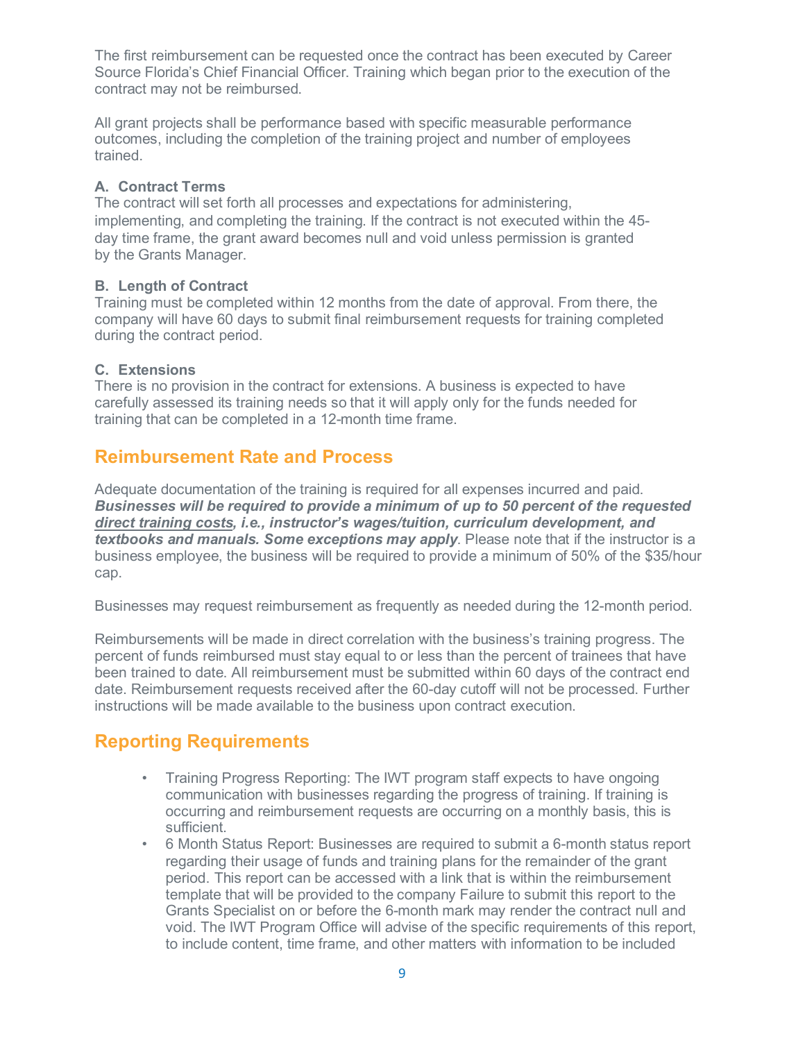The first reimbursement can be requested once the contract has been executed by Career Source Florida's Chief Financial Officer. Training which began prior to the execution of the contract may not be reimbursed.

All grant projects shall be performance based with specific measurable performance outcomes, including the completion of the training project and number of employees trained.

**A. Contract Terms**

The contract will set forth all processes and expectations for administering, implementing, and completing the training. If the contract is not executed within the 45-day time frame, the grant award becomes null and void unless permission is granted by the Grants Manager.

**B. Length of Contract**

Training must be completed within 12 months from the date of approval. From there, the company will have 60 days to submit final reimbursement requests for training completed during the contract period.

**C. Extensions**

There is no provision in the contract for extensions. A business is expected to have carefully assessed its training needs so that it will apply only for the funds needed for training that can be completed in a 12-month time frame.

## Reimbursement Rate and Process

Adequate documentation of the training is required for all expenses incurred and paid. ***Businesses will be required to provide a minimum of up to 50 percent of the requested <u>direct training costs</u>, i.e., instructor's wages/tuition, curriculum development, and textbooks and manuals. Some exceptions may apply***. Please note that if the instructor is a business employee, the business will be required to provide a minimum of 50% of the $35/hour cap.

Businesses may request reimbursement as frequently as needed during the 12-month period.

Reimbursements will be made in direct correlation with the business's training progress. The percent of funds reimbursed must stay equal to or less than the percent of trainees that have been trained to date. All reimbursement must be submitted within 60 days of the contract end date. Reimbursement requests received after the 60-day cutoff will not be processed. Further instructions will be made available to the business upon contract execution.

## Reporting Requirements

- Training Progress Reporting: The IWT program staff expects to have ongoing communication with businesses regarding the progress of training. If training is occurring and reimbursement requests are occurring on a monthly basis, this is sufficient.
- 6 Month Status Report: Businesses are required to submit a 6-month status report regarding their usage of funds and training plans for the remainder of the grant period. This report can be accessed with a link that is within the reimbursement template that will be provided to the company Failure to submit this report to the Grants Specialist on or before the 6-month mark may render the contract null and void. The IWT Program Office will advise of the specific requirements of this report, to include content, time frame, and other matters with information to be included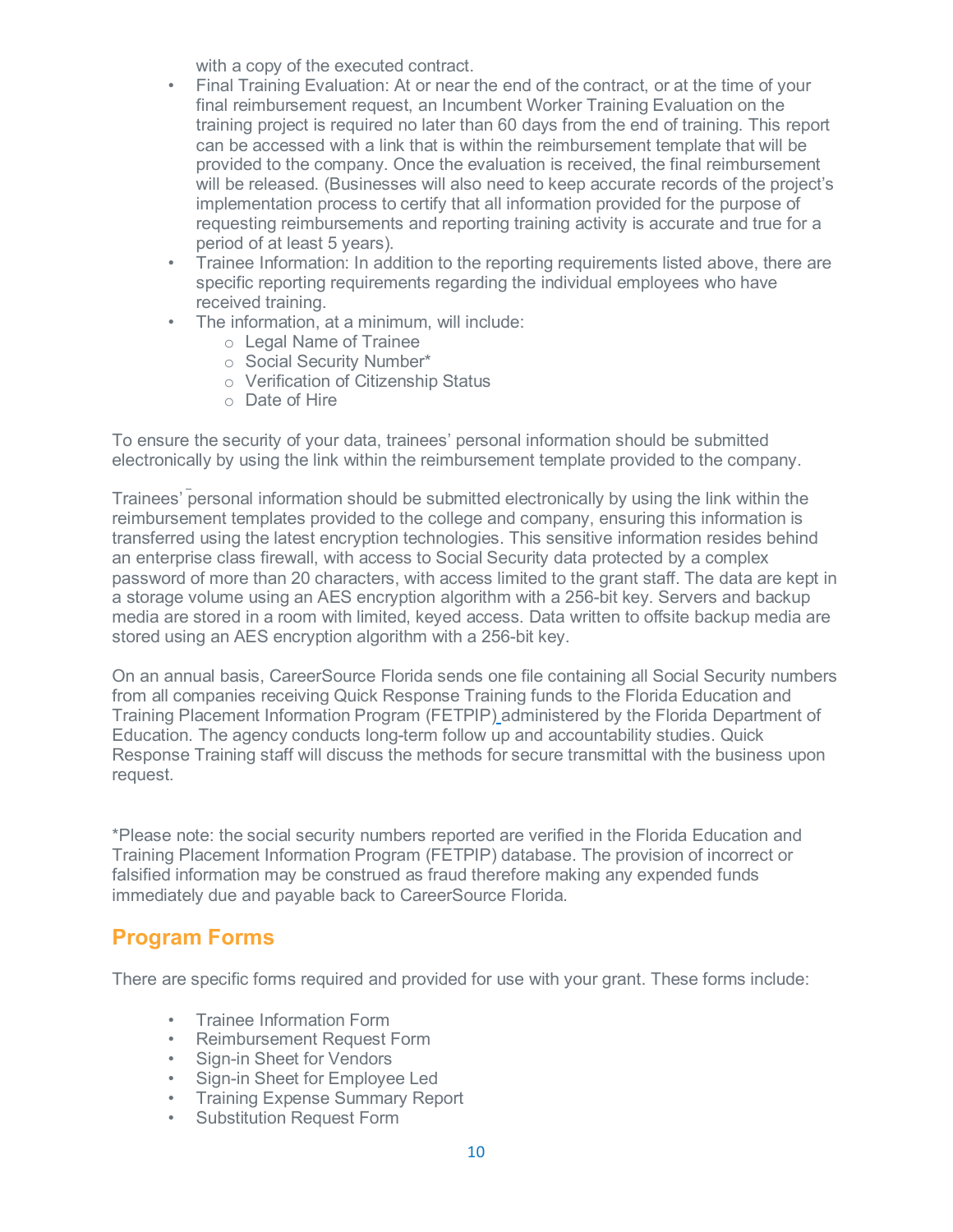with a copy of the executed contract.

- Final Training Evaluation: At or near the end of the contract, or at the time of your final reimbursement request, an Incumbent Worker Training Evaluation on the training project is required no later than 60 days from the end of training. This report can be accessed with a link that is within the reimbursement template that will be provided to the company. Once the evaluation is received, the final reimbursement will be released. (Businesses will also need to keep accurate records of the project's implementation process to certify that all information provided for the purpose of requesting reimbursements and reporting training activity is accurate and true for a period of at least 5 years).
- Trainee Information: In addition to the reporting requirements listed above, there are specific reporting requirements regarding the individual employees who have received training.
- The information, at a minimum, will include:
  - Legal Name of Trainee
  - Social Security Number*
  - Verification of Citizenship Status
  - Date of Hire

To ensure the security of your data, trainees' personal information should be submitted electronically by using the link within the reimbursement template provided to the company.

Trainees' personal information should be submitted electronically by using the link within the reimbursement templates provided to the college and company, ensuring this information is transferred using the latest encryption technologies. This sensitive information resides behind an enterprise class firewall, with access to Social Security data protected by a complex password of more than 20 characters, with access limited to the grant staff. The data are kept in a storage volume using an AES encryption algorithm with a 256-bit key. Servers and backup media are stored in a room with limited, keyed access. Data written to offsite backup media are stored using an AES encryption algorithm with a 256-bit key.

On an annual basis, CareerSource Florida sends one file containing all Social Security numbers from all companies receiving Quick Response Training funds to the Florida Education and Training Placement Information Program (FETPIP) administered by the Florida Department of Education. The agency conducts long-term follow up and accountability studies. Quick Response Training staff will discuss the methods for secure transmittal with the business upon request.

*Please note: the social security numbers reported are verified in the Florida Education and Training Placement Information Program (FETPIP) database. The provision of incorrect or falsified information may be construed as fraud therefore making any expended funds immediately due and payable back to CareerSource Florida.

## Program Forms

There are specific forms required and provided for use with your grant. These forms include:

- Trainee Information Form
- Reimbursement Request Form
- Sign-in Sheet for Vendors
- Sign-in Sheet for Employee Led
- Training Expense Summary Report
- Substitution Request Form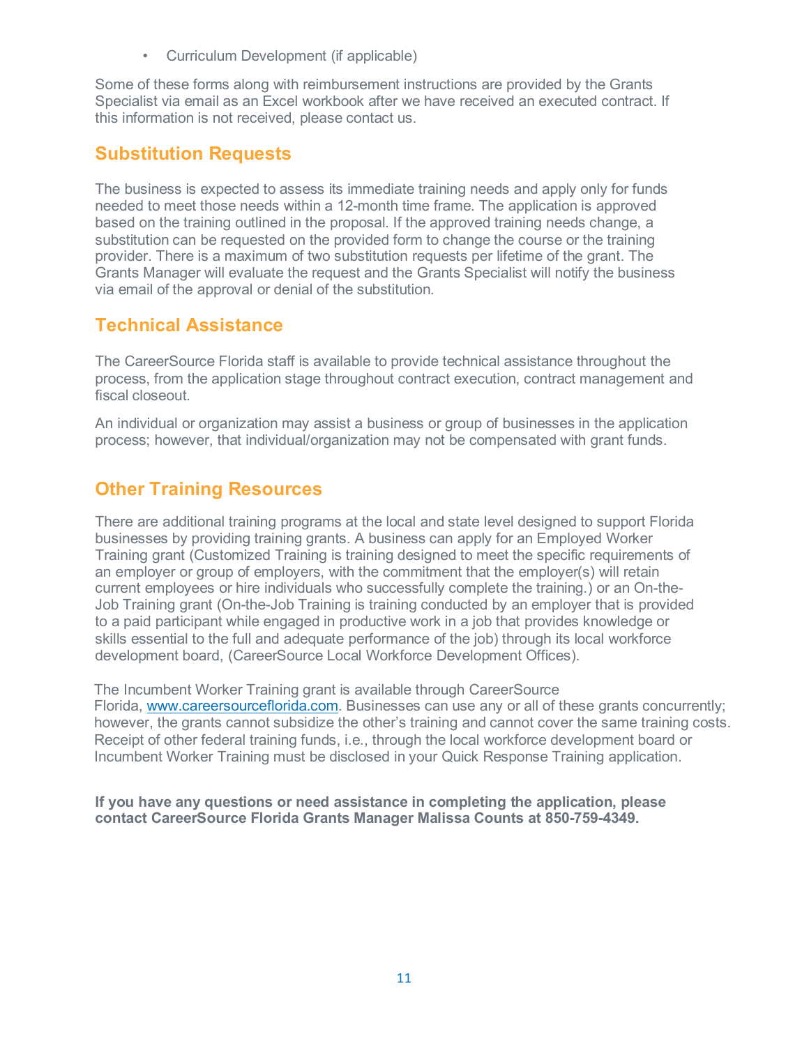- Curriculum Development (if applicable)

Some of these forms along with reimbursement instructions are provided by the Grants Specialist via email as an Excel workbook after we have received an executed contract. If this information is not received, please contact us.

## Substitution Requests

The business is expected to assess its immediate training needs and apply only for funds needed to meet those needs within a 12-month time frame. The application is approved based on the training outlined in the proposal. If the approved training needs change, a substitution can be requested on the provided form to change the course or the training provider. There is a maximum of two substitution requests per lifetime of the grant. The Grants Manager will evaluate the request and the Grants Specialist will notify the business via email of the approval or denial of the substitution.

## Technical Assistance

The CareerSource Florida staff is available to provide technical assistance throughout the process, from the application stage throughout contract execution, contract management and fiscal closeout.

An individual or organization may assist a business or group of businesses in the application process; however, that individual/organization may not be compensated with grant funds.

## Other Training Resources

There are additional training programs at the local and state level designed to support Florida businesses by providing training grants. A business can apply for an Employed Worker Training grant (Customized Training is training designed to meet the specific requirements of an employer or group of employers, with the commitment that the employer(s) will retain current employees or hire individuals who successfully complete the training.) or an On-the-Job Training grant (On-the-Job Training is training conducted by an employer that is provided to a paid participant while engaged in productive work in a job that provides knowledge or skills essential to the full and adequate performance of the job) through its local workforce development board, (CareerSource Local Workforce Development Offices).

The Incumbent Worker Training grant is available through CareerSource Florida, [www.careersourceflorida.com](http://www.careersourceflorida.com). Businesses can use any or all of these grants concurrently; however, the grants cannot subsidize the other's training and cannot cover the same training costs. Receipt of other federal training funds, i.e., through the local workforce development board or Incumbent Worker Training must be disclosed in your Quick Response Training application.

**If you have any questions or need assistance in completing the application, please contact CareerSource Florida Grants Manager Malissa Counts at 850-759-4349.**